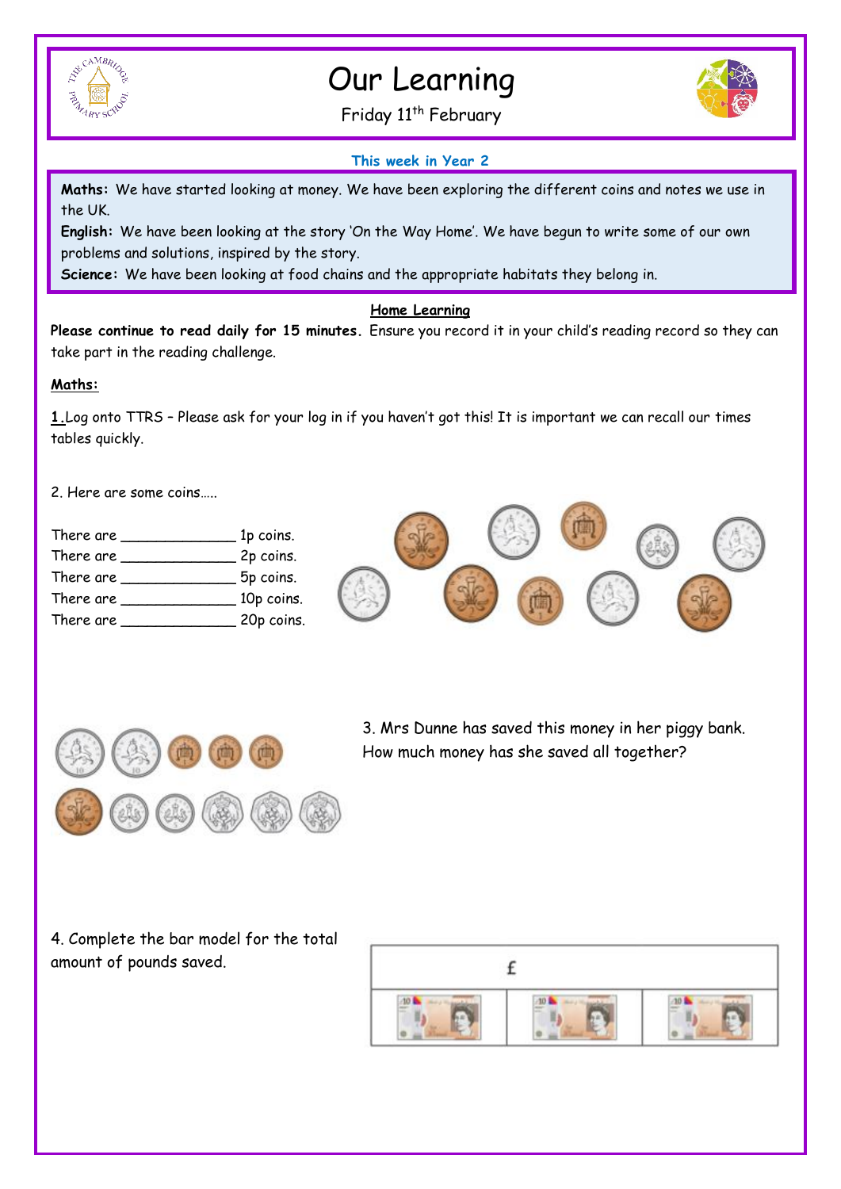# Our Learning

Friday 11th February

### This week in Year 2

**Maths:** We have started looking at money. We have been exploring the different coins and notes we use in the UK.

**English:** We have been looking at the story 'On the Way Home'. We have begun to write some of our own problems and solutions, inspired by the story.

**Science:** We have been looking at food chains and the appropriate habitats they belong in.

## Home Learning

**Please continue to read daily for 15 minutes.** Ensure you record it in your child's reading record so they can take part in the reading challenge.

**Maths:**

**1.** Log onto TTRS – Please ask for your log in if you haven't got this! It is important we can recall our times tables quickly.

2. Here are some coins…..

There are ______________ 1p coins.
There are ______________ 2p coins.
There are ______________ 5p coins.
There are ______________ 10p coins.
There are ______________ 20p coins.

3. Mrs Dunne has saved this money in her piggy bank. How much money has she saved all together?

4. Complete the bar model for the total amount of pounds saved.

| £ | | |
|---|---|---|
| £10 | £10 | £10 |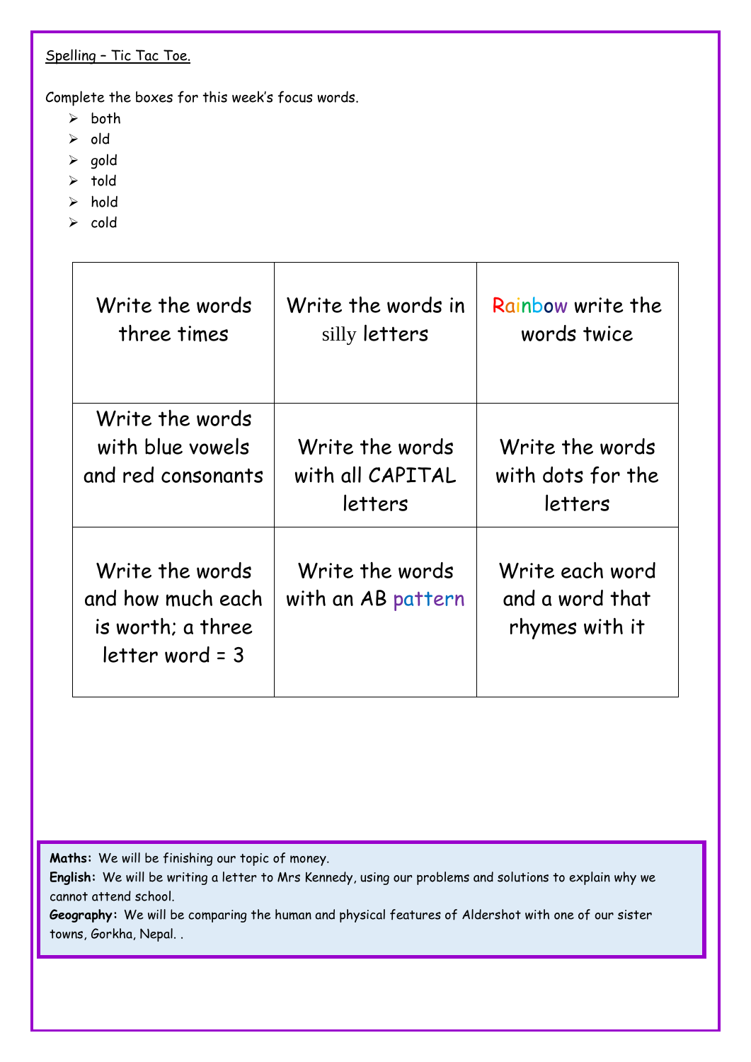Spelling – Tic Tac Toe.

Complete the boxes for this week's focus words.

- both
- old
- gold
- told
- hold
- cold

| | | |
|---|---|---|
| Write the words three times | Write the words in silly letters | Rainbow write the words twice |
| Write the words with blue vowels and red consonants | Write the words with all CAPITAL letters | Write the words with dots for the letters |
| Write the words and how much each is worth; a three letter word = 3 | Write the words with an AB pattern | Write each word and a word that rhymes with it |

**Maths:** We will be finishing our topic of money.
**English:** We will be writing a letter to Mrs Kennedy, using our problems and solutions to explain why we cannot attend school.
**Geography:** We will be comparing the human and physical features of Aldershot with one of our sister towns, Gorkha, Nepal. .